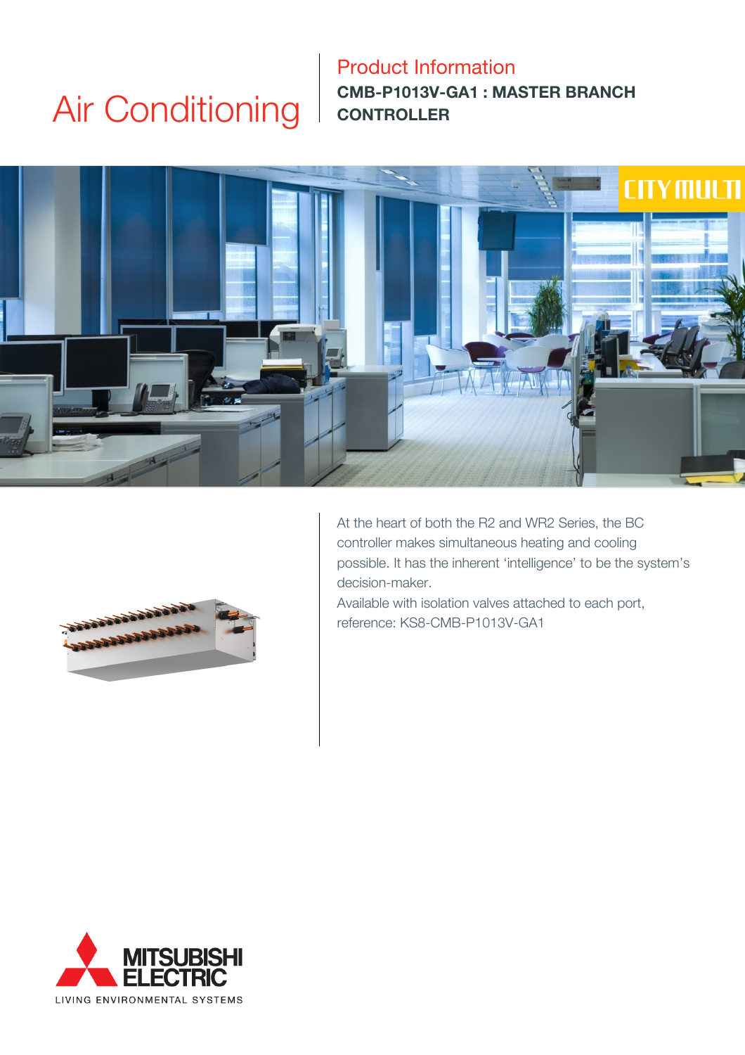# Air Conditioning

## Product Information

**CMB-P1013V-GA1 : MASTER BRANCH CONTROLLER**

CITY MULTI

At the heart of both the R2 and WR2 Series, the BC controller makes simultaneous heating and cooling possible. It has the inherent 'intelligence' to be the system's decision-maker.

Available with isolation valves attached to each port, reference: KS8-CMB-P1013V-GA1

MITSUBISHI ELECTRIC

LIVING ENVIRONMENTAL SYSTEMS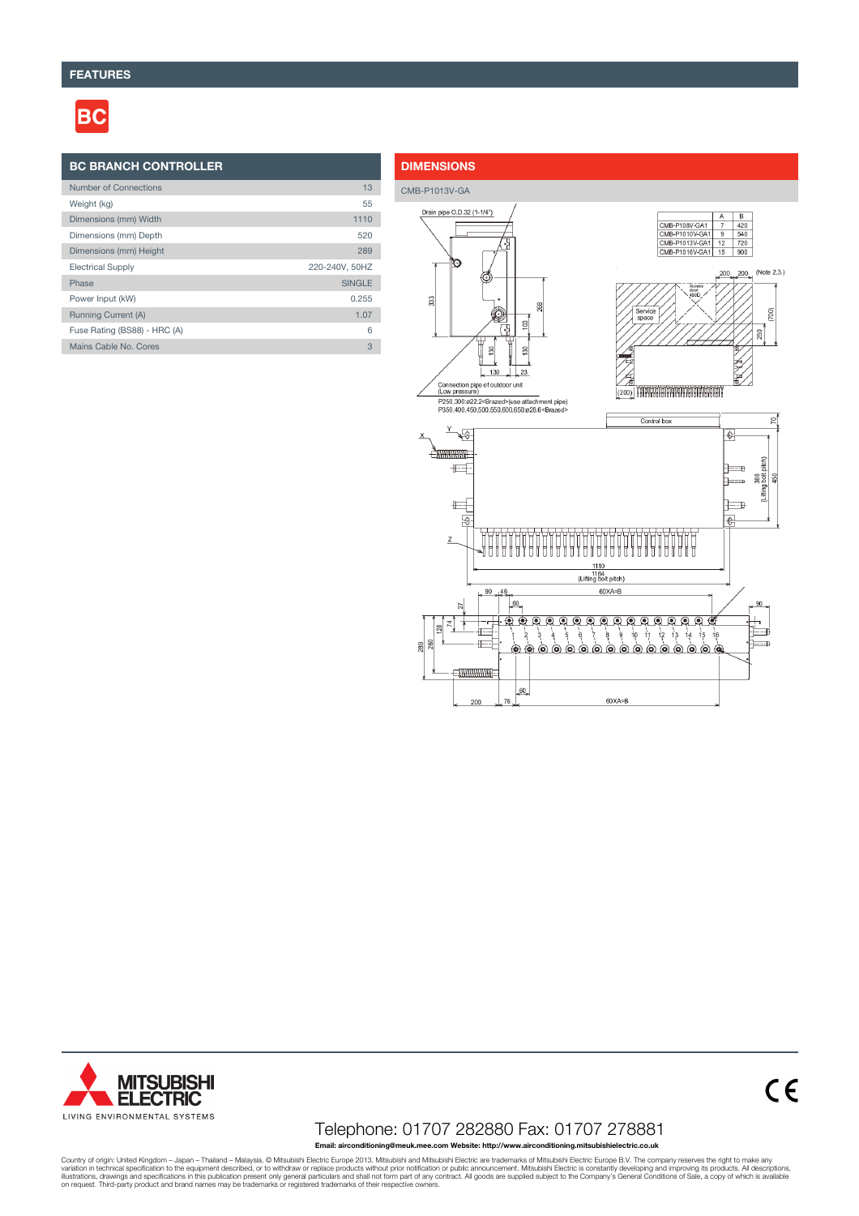## FEATURES

BC

### BC BRANCH CONTROLLER

| | |
|---|---|
| Number of Connections | 13 |
| Weight (kg) | 55 |
| Dimensions (mm) Width | 1110 |
| Dimensions (mm) Depth | 520 |
| Dimensions (mm) Height | 289 |
| Electrical Supply | 220-240V, 50HZ |
| Phase | SINGLE |
| Power Input (kW) | 0.255 |
| Running Current (A) | 1.07 |
| Fuse Rating (BS88) - HRC (A) | 6 |
| Mains Cable No. Cores | 3 |

### DIMENSIONS

CMB-P1013V-GA

| | A | B |
|---|---|---|
| CMB-P108V-GA1 | 7 | 420 |
| CMB-P1010V-GA1 | 9 | 540 |
| CMB-P1013V-GA1 | 12 | 720 |
| CMB-P1016V-GA1 | 15 | 900 |

Drain pipe O.D.32 (1-1/4")

Connection pipe of outdoor unit (Low pressure)

P250,300:ø22.2<Brazed>(use attachment pipe)

P350,400,450,500,550,600,650:ø28.6<Brazed>

Service space

Access door

Control box

(Lifting bolt pitch)

60XA=B

Telephone: 01707 282880 Fax: 01707 278881

**Email: airconditioning@meuk.mee.com Website: http://www.airconditioning.mitsubishielectric.co.uk**

Country of origin: United Kingdom – Japan – Thailand – Malaysia. © Mitsubishi Electric Europe 2013. Mitsubishi and Mitsubishi Electric are trademarks of Mitsubishi Electric Europe B.V. The company reserves the right to make any variation in technical specification to the equipment described, or to withdraw or replace products without prior notification or public announcement. Mitsubishi Electric is constantly developing and improving its products. All descriptions, illustrations, drawings and specifications in this publication present only general particulars and shall not form part of any contract. All goods are supplied subject to the Company's General Conditions of Sale, a copy of which is available on request. Third-party product and brand names may be trademarks or registered trademarks of their respective owners.